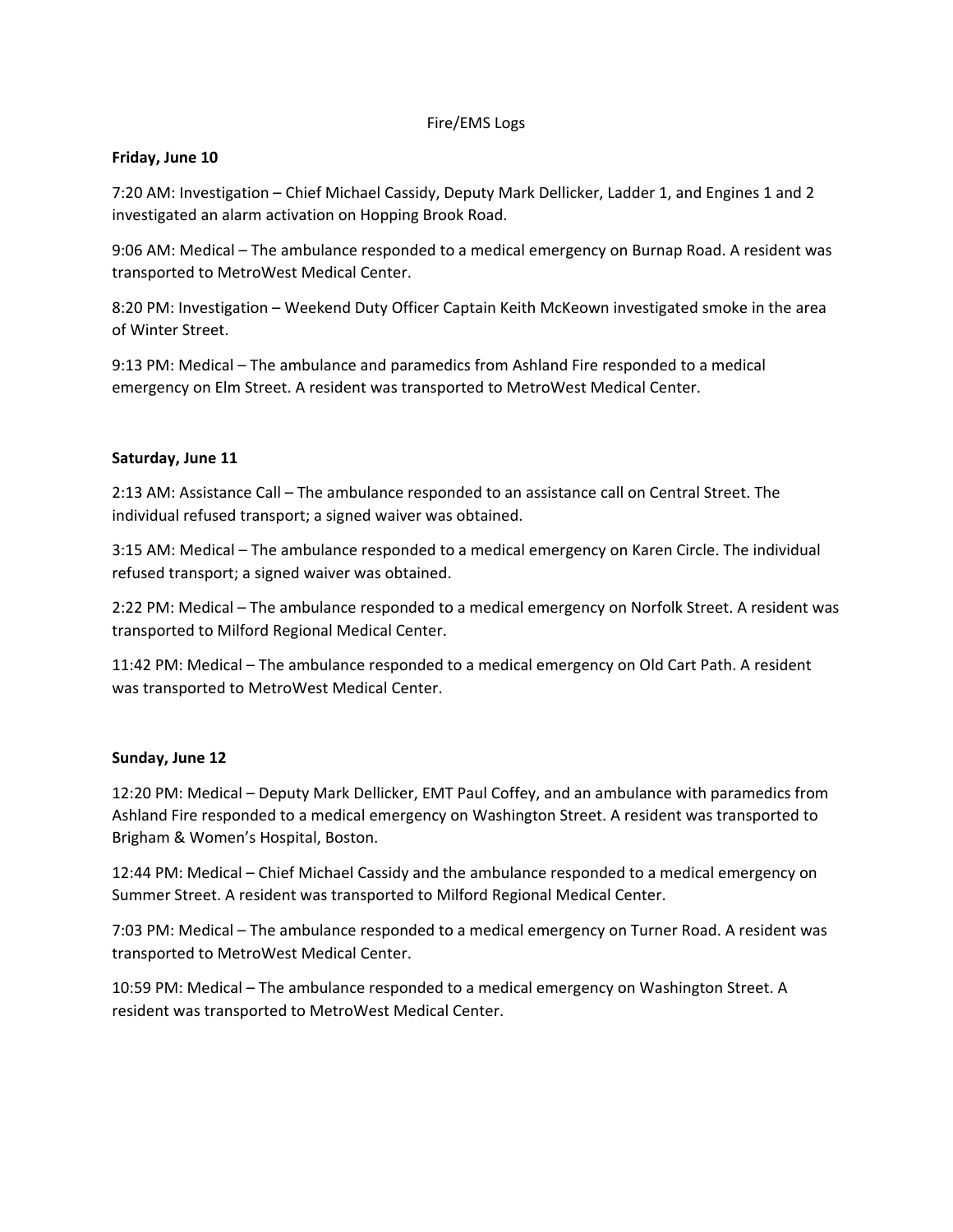# Fire/EMS Logs

**Friday, June 10**

7:20 AM: Investigation – Chief Michael Cassidy, Deputy Mark Dellicker, Ladder 1, and Engines 1 and 2 investigated an alarm activation on Hopping Brook Road.

9:06 AM: Medical – The ambulance responded to a medical emergency on Burnap Road. A resident was transported to MetroWest Medical Center.

8:20 PM: Investigation – Weekend Duty Officer Captain Keith McKeown investigated smoke in the area of Winter Street.

9:13 PM: Medical – The ambulance and paramedics from Ashland Fire responded to a medical emergency on Elm Street. A resident was transported to MetroWest Medical Center.

**Saturday, June 11**

2:13 AM: Assistance Call – The ambulance responded to an assistance call on Central Street. The individual refused transport; a signed waiver was obtained.

3:15 AM: Medical – The ambulance responded to a medical emergency on Karen Circle. The individual refused transport; a signed waiver was obtained.

2:22 PM: Medical – The ambulance responded to a medical emergency on Norfolk Street. A resident was transported to Milford Regional Medical Center.

11:42 PM: Medical – The ambulance responded to a medical emergency on Old Cart Path. A resident was transported to MetroWest Medical Center.

**Sunday, June 12**

12:20 PM: Medical – Deputy Mark Dellicker, EMT Paul Coffey, and an ambulance with paramedics from Ashland Fire responded to a medical emergency on Washington Street. A resident was transported to Brigham & Women's Hospital, Boston.

12:44 PM: Medical – Chief Michael Cassidy and the ambulance responded to a medical emergency on Summer Street. A resident was transported to Milford Regional Medical Center.

7:03 PM: Medical – The ambulance responded to a medical emergency on Turner Road. A resident was transported to MetroWest Medical Center.

10:59 PM: Medical – The ambulance responded to a medical emergency on Washington Street. A resident was transported to MetroWest Medical Center.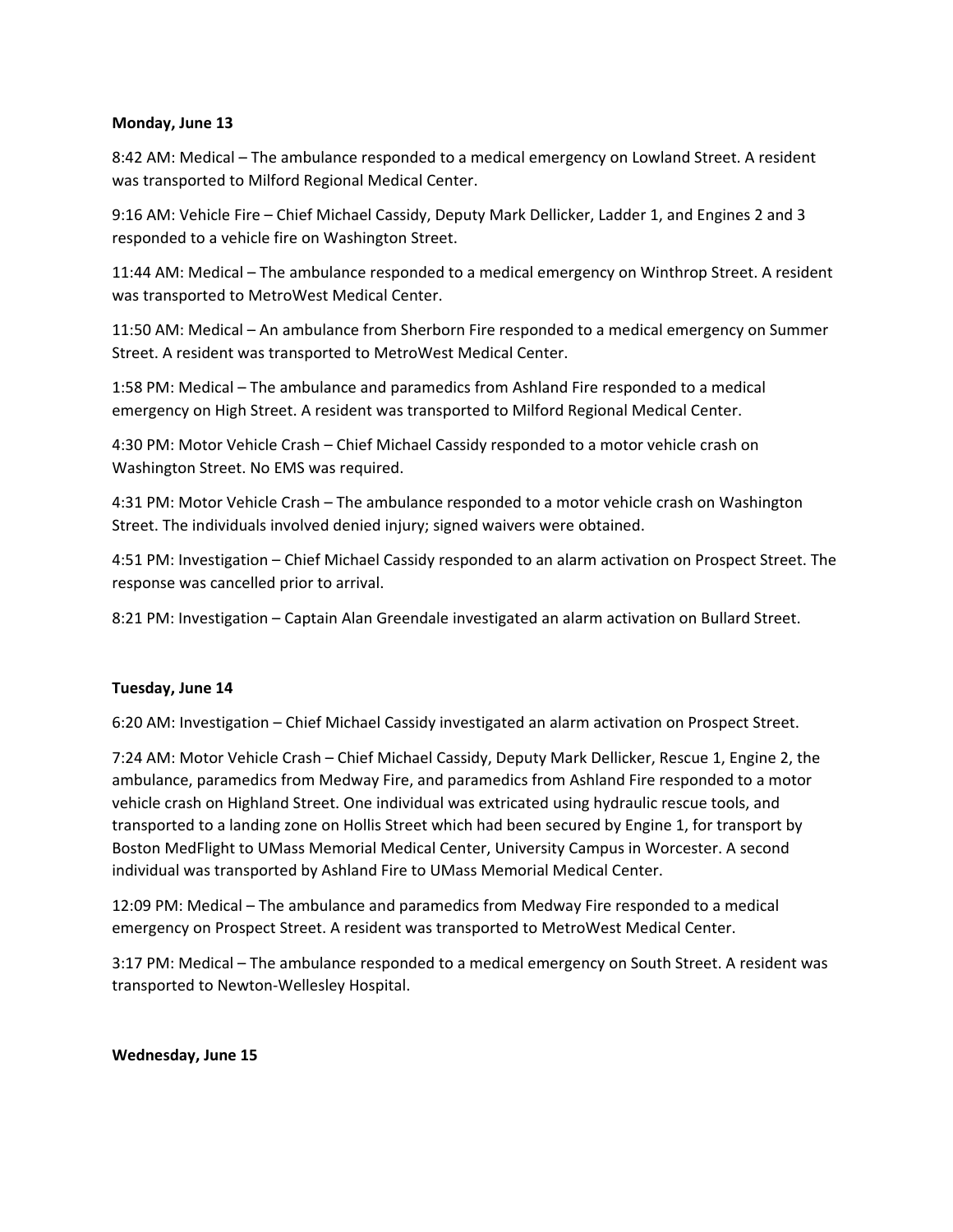**Monday, June 13**

8:42 AM: Medical – The ambulance responded to a medical emergency on Lowland Street. A resident was transported to Milford Regional Medical Center.

9:16 AM: Vehicle Fire – Chief Michael Cassidy, Deputy Mark Dellicker, Ladder 1, and Engines 2 and 3 responded to a vehicle fire on Washington Street.

11:44 AM: Medical – The ambulance responded to a medical emergency on Winthrop Street. A resident was transported to MetroWest Medical Center.

11:50 AM: Medical – An ambulance from Sherborn Fire responded to a medical emergency on Summer Street. A resident was transported to MetroWest Medical Center.

1:58 PM: Medical – The ambulance and paramedics from Ashland Fire responded to a medical emergency on High Street. A resident was transported to Milford Regional Medical Center.

4:30 PM: Motor Vehicle Crash – Chief Michael Cassidy responded to a motor vehicle crash on Washington Street. No EMS was required.

4:31 PM: Motor Vehicle Crash – The ambulance responded to a motor vehicle crash on Washington Street. The individuals involved denied injury; signed waivers were obtained.

4:51 PM: Investigation – Chief Michael Cassidy responded to an alarm activation on Prospect Street. The response was cancelled prior to arrival.

8:21 PM: Investigation – Captain Alan Greendale investigated an alarm activation on Bullard Street.

**Tuesday, June 14**

6:20 AM: Investigation – Chief Michael Cassidy investigated an alarm activation on Prospect Street.

7:24 AM: Motor Vehicle Crash – Chief Michael Cassidy, Deputy Mark Dellicker, Rescue 1, Engine 2, the ambulance, paramedics from Medway Fire, and paramedics from Ashland Fire responded to a motor vehicle crash on Highland Street. One individual was extricated using hydraulic rescue tools, and transported to a landing zone on Hollis Street which had been secured by Engine 1, for transport by Boston MedFlight to UMass Memorial Medical Center, University Campus in Worcester. A second individual was transported by Ashland Fire to UMass Memorial Medical Center.

12:09 PM: Medical – The ambulance and paramedics from Medway Fire responded to a medical emergency on Prospect Street. A resident was transported to MetroWest Medical Center.

3:17 PM: Medical – The ambulance responded to a medical emergency on South Street. A resident was transported to Newton-Wellesley Hospital.

**Wednesday, June 15**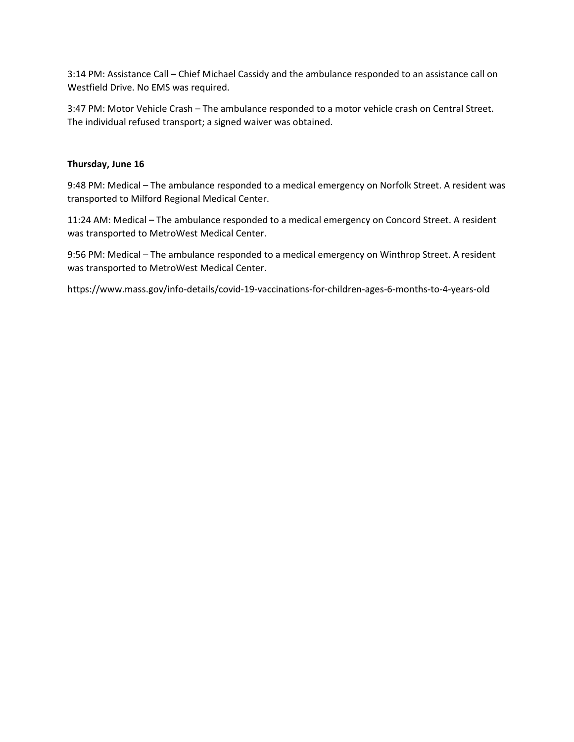3:14 PM: Assistance Call – Chief Michael Cassidy and the ambulance responded to an assistance call on Westfield Drive. No EMS was required.

3:47 PM: Motor Vehicle Crash – The ambulance responded to a motor vehicle crash on Central Street. The individual refused transport; a signed waiver was obtained.

**Thursday, June 16**

9:48 PM: Medical – The ambulance responded to a medical emergency on Norfolk Street. A resident was transported to Milford Regional Medical Center.

11:24 AM: Medical – The ambulance responded to a medical emergency on Concord Street. A resident was transported to MetroWest Medical Center.

9:56 PM: Medical – The ambulance responded to a medical emergency on Winthrop Street. A resident was transported to MetroWest Medical Center.

https://www.mass.gov/info-details/covid-19-vaccinations-for-children-ages-6-months-to-4-years-old